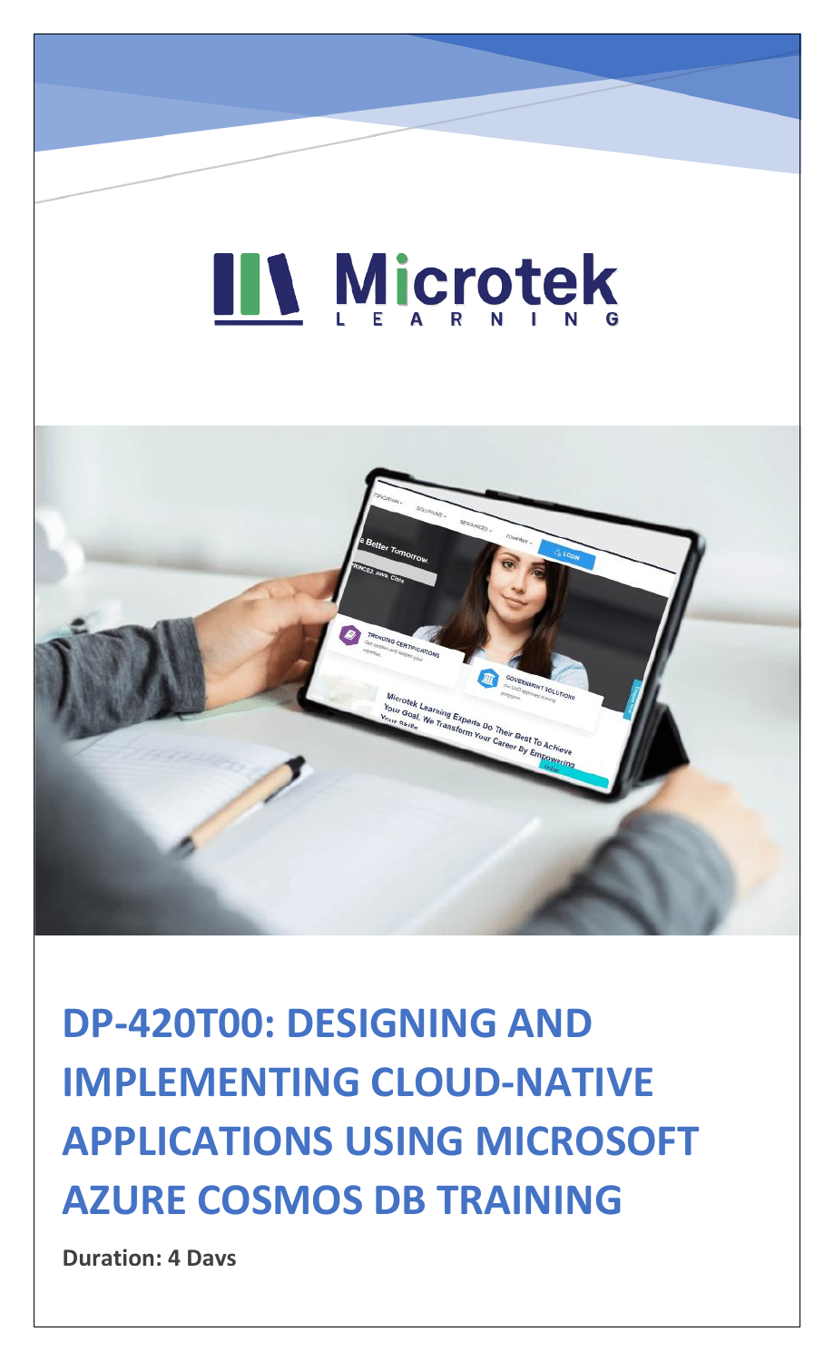Microtek LEARNING

# DP-420T00: DESIGNING AND IMPLEMENTING CLOUD-NATIVE APPLICATIONS USING MICROSOFT AZURE COSMOS DB TRAINING

**Duration: 4 Days**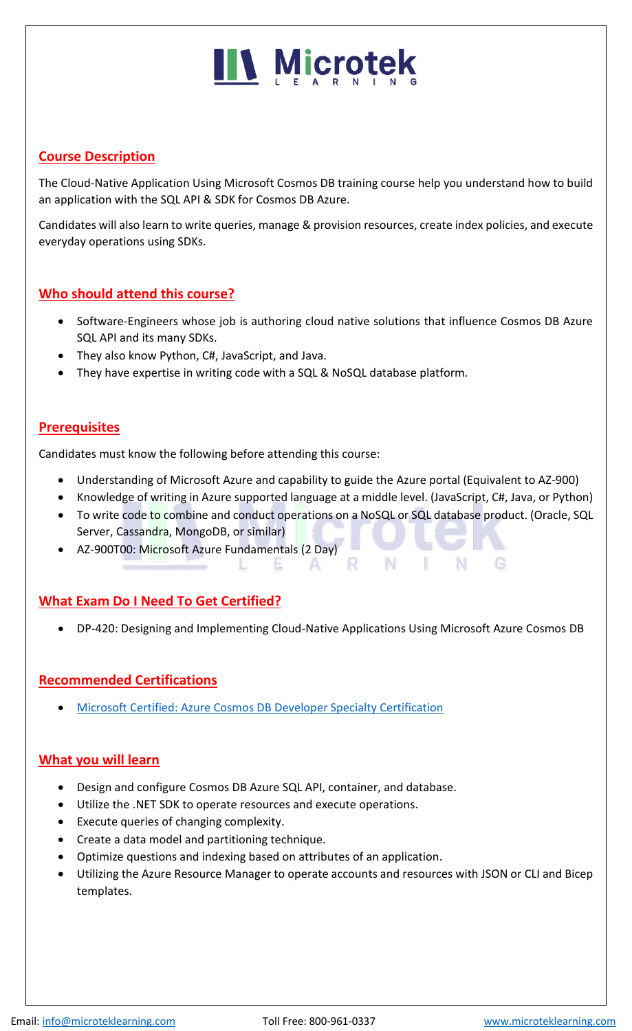## Course Description

The Cloud-Native Application Using Microsoft Cosmos DB training course help you understand how to build an application with the SQL API & SDK for Cosmos DB Azure.

Candidates will also learn to write queries, manage & provision resources, create index policies, and execute everyday operations using SDKs.

## Who should attend this course?

- Software-Engineers whose job is authoring cloud native solutions that influence Cosmos DB Azure SQL API and its many SDKs.
- They also know Python, C#, JavaScript, and Java.
- They have expertise in writing code with a SQL & NoSQL database platform.

## Prerequisites

Candidates must know the following before attending this course:

- Understanding of Microsoft Azure and capability to guide the Azure portal (Equivalent to AZ-900)
- Knowledge of writing in Azure supported language at a middle level. (JavaScript, C#, Java, or Python)
- To write code to combine and conduct operations on a NoSQL or SQL database product. (Oracle, SQL Server, Cassandra, MongoDB, or similar)
- AZ-900T00: Microsoft Azure Fundamentals (2 Day)

## What Exam Do I Need To Get Certified?

- DP-420: Designing and Implementing Cloud-Native Applications Using Microsoft Azure Cosmos DB

## Recommended Certifications

- Microsoft Certified: Azure Cosmos DB Developer Specialty Certification

## What you will learn

- Design and configure Cosmos DB Azure SQL API, container, and database.
- Utilize the .NET SDK to operate resources and execute operations.
- Execute queries of changing complexity.
- Create a data model and partitioning technique.
- Optimize questions and indexing based on attributes of an application.
- Utilizing the Azure Resource Manager to operate accounts and resources with JSON or CLI and Bicep templates.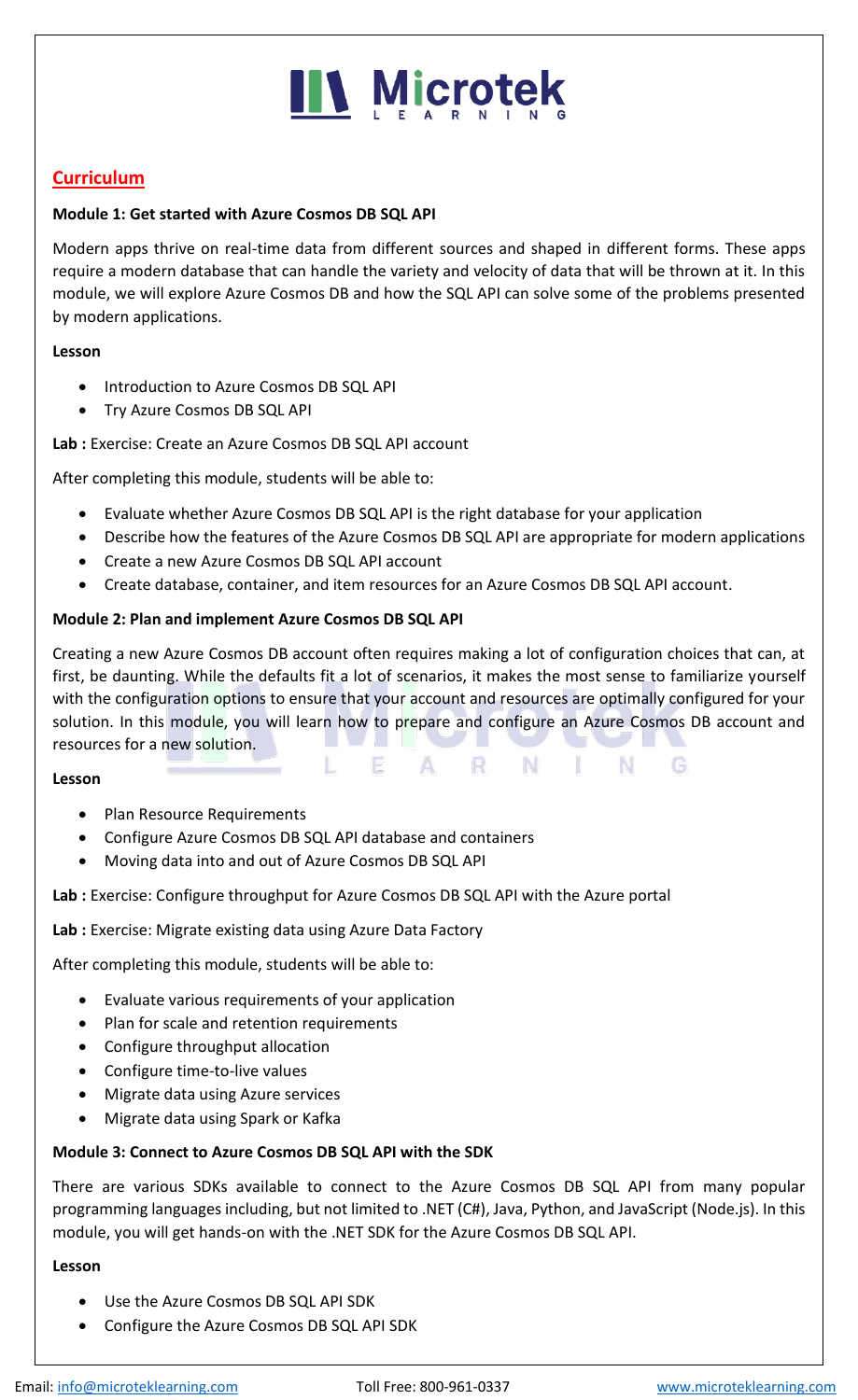## Curriculum

**Module 1: Get started with Azure Cosmos DB SQL API**

Modern apps thrive on real-time data from different sources and shaped in different forms. These apps require a modern database that can handle the variety and velocity of data that will be thrown at it. In this module, we will explore Azure Cosmos DB and how the SQL API can solve some of the problems presented by modern applications.

**Lesson**

- Introduction to Azure Cosmos DB SQL API
- Try Azure Cosmos DB SQL API

**Lab :** Exercise: Create an Azure Cosmos DB SQL API account

After completing this module, students will be able to:

- Evaluate whether Azure Cosmos DB SQL API is the right database for your application
- Describe how the features of the Azure Cosmos DB SQL API are appropriate for modern applications
- Create a new Azure Cosmos DB SQL API account
- Create database, container, and item resources for an Azure Cosmos DB SQL API account.

**Module 2: Plan and implement Azure Cosmos DB SQL API**

Creating a new Azure Cosmos DB account often requires making a lot of configuration choices that can, at first, be daunting. While the defaults fit a lot of scenarios, it makes the most sense to familiarize yourself with the configuration options to ensure that your account and resources are optimally configured for your solution. In this module, you will learn how to prepare and configure an Azure Cosmos DB account and resources for a new solution.

**Lesson**

- Plan Resource Requirements
- Configure Azure Cosmos DB SQL API database and containers
- Moving data into and out of Azure Cosmos DB SQL API

**Lab :** Exercise: Configure throughput for Azure Cosmos DB SQL API with the Azure portal

**Lab :** Exercise: Migrate existing data using Azure Data Factory

After completing this module, students will be able to:

- Evaluate various requirements of your application
- Plan for scale and retention requirements
- Configure throughput allocation
- Configure time-to-live values
- Migrate data using Azure services
- Migrate data using Spark or Kafka

**Module 3: Connect to Azure Cosmos DB SQL API with the SDK**

There are various SDKs available to connect to the Azure Cosmos DB SQL API from many popular programming languages including, but not limited to .NET (C#), Java, Python, and JavaScript (Node.js). In this module, you will get hands-on with the .NET SDK for the Azure Cosmos DB SQL API.

**Lesson**

- Use the Azure Cosmos DB SQL API SDK
- Configure the Azure Cosmos DB SQL API SDK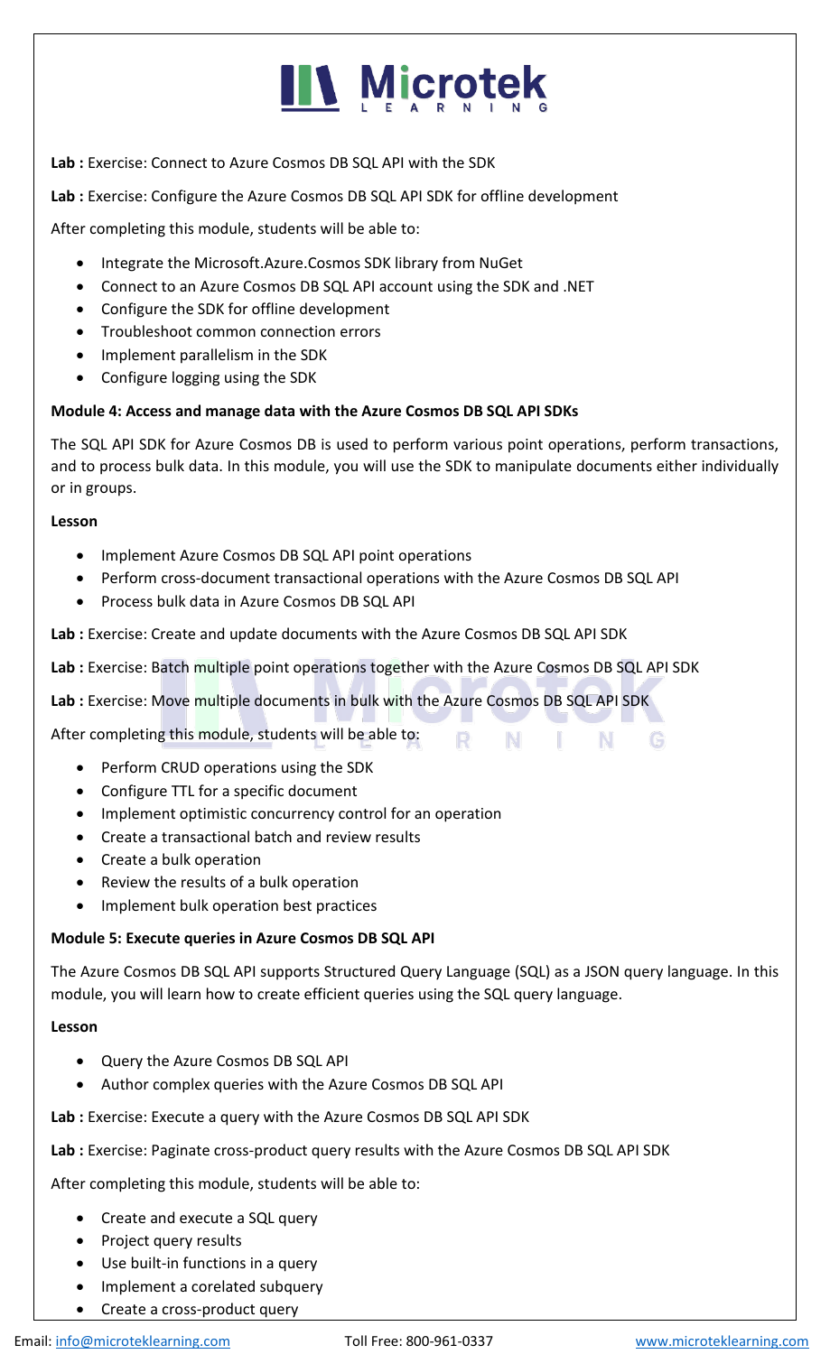**Lab :** Exercise: Connect to Azure Cosmos DB SQL API with the SDK

**Lab :** Exercise: Configure the Azure Cosmos DB SQL API SDK for offline development

After completing this module, students will be able to:

- Integrate the Microsoft.Azure.Cosmos SDK library from NuGet
- Connect to an Azure Cosmos DB SQL API account using the SDK and .NET
- Configure the SDK for offline development
- Troubleshoot common connection errors
- Implement parallelism in the SDK
- Configure logging using the SDK

**Module 4: Access and manage data with the Azure Cosmos DB SQL API SDKs**

The SQL API SDK for Azure Cosmos DB is used to perform various point operations, perform transactions, and to process bulk data. In this module, you will use the SDK to manipulate documents either individually or in groups.

**Lesson**

- Implement Azure Cosmos DB SQL API point operations
- Perform cross-document transactional operations with the Azure Cosmos DB SQL API
- Process bulk data in Azure Cosmos DB SQL API

**Lab :** Exercise: Create and update documents with the Azure Cosmos DB SQL API SDK

**Lab :** Exercise: Batch multiple point operations together with the Azure Cosmos DB SQL API SDK

**Lab :** Exercise: Move multiple documents in bulk with the Azure Cosmos DB SQL API SDK

After completing this module, students will be able to:

- Perform CRUD operations using the SDK
- Configure TTL for a specific document
- Implement optimistic concurrency control for an operation
- Create a transactional batch and review results
- Create a bulk operation
- Review the results of a bulk operation
- Implement bulk operation best practices

**Module 5: Execute queries in Azure Cosmos DB SQL API**

The Azure Cosmos DB SQL API supports Structured Query Language (SQL) as a JSON query language. In this module, you will learn how to create efficient queries using the SQL query language.

**Lesson**

- Query the Azure Cosmos DB SQL API
- Author complex queries with the Azure Cosmos DB SQL API

**Lab :** Exercise: Execute a query with the Azure Cosmos DB SQL API SDK

**Lab :** Exercise: Paginate cross-product query results with the Azure Cosmos DB SQL API SDK

After completing this module, students will be able to:

- Create and execute a SQL query
- Project query results
- Use built-in functions in a query
- Implement a corelated subquery
- Create a cross-product query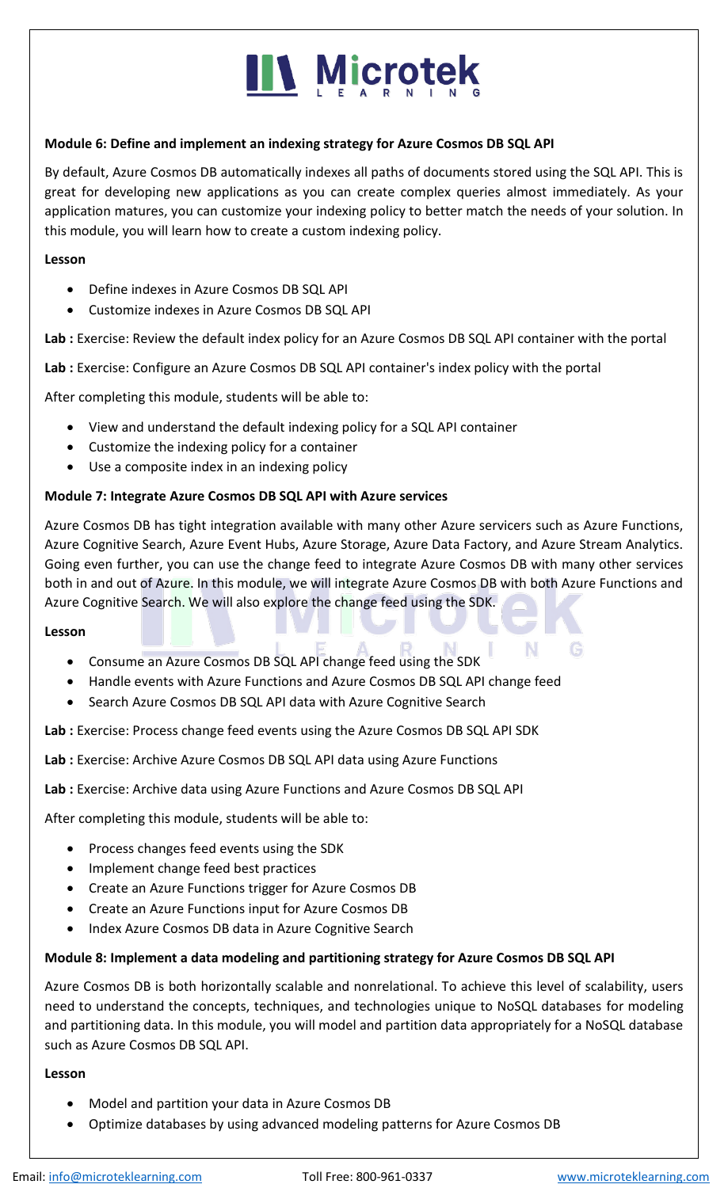**Module 6: Define and implement an indexing strategy for Azure Cosmos DB SQL API**

By default, Azure Cosmos DB automatically indexes all paths of documents stored using the SQL API. This is great for developing new applications as you can create complex queries almost immediately. As your application matures, you can customize your indexing policy to better match the needs of your solution. In this module, you will learn how to create a custom indexing policy.

**Lesson**

- Define indexes in Azure Cosmos DB SQL API
- Customize indexes in Azure Cosmos DB SQL API

**Lab :** Exercise: Review the default index policy for an Azure Cosmos DB SQL API container with the portal

**Lab :** Exercise: Configure an Azure Cosmos DB SQL API container's index policy with the portal

After completing this module, students will be able to:

- View and understand the default indexing policy for a SQL API container
- Customize the indexing policy for a container
- Use a composite index in an indexing policy

**Module 7: Integrate Azure Cosmos DB SQL API with Azure services**

Azure Cosmos DB has tight integration available with many other Azure servicers such as Azure Functions, Azure Cognitive Search, Azure Event Hubs, Azure Storage, Azure Data Factory, and Azure Stream Analytics. Going even further, you can use the change feed to integrate Azure Cosmos DB with many other services both in and out of Azure. In this module, we will integrate Azure Cosmos DB with both Azure Functions and Azure Cognitive Search. We will also explore the change feed using the SDK.

**Lesson**

- Consume an Azure Cosmos DB SQL API change feed using the SDK
- Handle events with Azure Functions and Azure Cosmos DB SQL API change feed
- Search Azure Cosmos DB SQL API data with Azure Cognitive Search

**Lab :** Exercise: Process change feed events using the Azure Cosmos DB SQL API SDK

**Lab :** Exercise: Archive Azure Cosmos DB SQL API data using Azure Functions

**Lab :** Exercise: Archive data using Azure Functions and Azure Cosmos DB SQL API

After completing this module, students will be able to:

- Process changes feed events using the SDK
- Implement change feed best practices
- Create an Azure Functions trigger for Azure Cosmos DB
- Create an Azure Functions input for Azure Cosmos DB
- Index Azure Cosmos DB data in Azure Cognitive Search

**Module 8: Implement a data modeling and partitioning strategy for Azure Cosmos DB SQL API**

Azure Cosmos DB is both horizontally scalable and nonrelational. To achieve this level of scalability, users need to understand the concepts, techniques, and technologies unique to NoSQL databases for modeling and partitioning data. In this module, you will model and partition data appropriately for a NoSQL database such as Azure Cosmos DB SQL API.

**Lesson**

- Model and partition your data in Azure Cosmos DB
- Optimize databases by using advanced modeling patterns for Azure Cosmos DB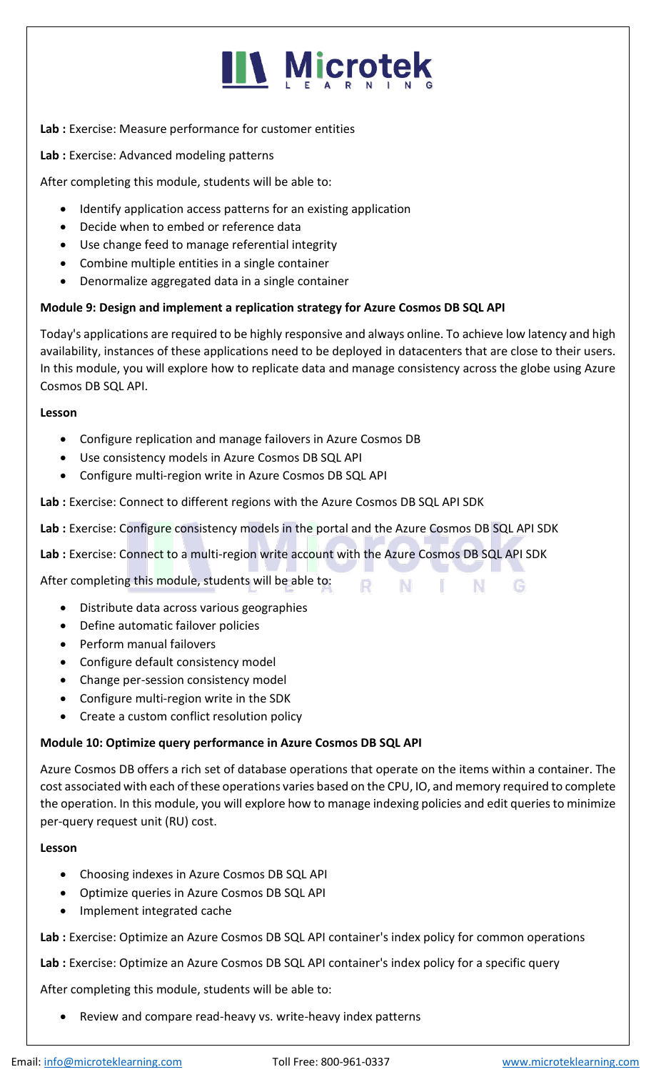**Lab :** Exercise: Measure performance for customer entities

**Lab :** Exercise: Advanced modeling patterns

After completing this module, students will be able to:

- Identify application access patterns for an existing application
- Decide when to embed or reference data
- Use change feed to manage referential integrity
- Combine multiple entities in a single container
- Denormalize aggregated data in a single container

**Module 9: Design and implement a replication strategy for Azure Cosmos DB SQL API**

Today's applications are required to be highly responsive and always online. To achieve low latency and high availability, instances of these applications need to be deployed in datacenters that are close to their users. In this module, you will explore how to replicate data and manage consistency across the globe using Azure Cosmos DB SQL API.

**Lesson**

- Configure replication and manage failovers in Azure Cosmos DB
- Use consistency models in Azure Cosmos DB SQL API
- Configure multi-region write in Azure Cosmos DB SQL API

**Lab :** Exercise: Connect to different regions with the Azure Cosmos DB SQL API SDK

**Lab :** Exercise: Configure consistency models in the portal and the Azure Cosmos DB SQL API SDK

**Lab :** Exercise: Connect to a multi-region write account with the Azure Cosmos DB SQL API SDK

After completing this module, students will be able to:

- Distribute data across various geographies
- Define automatic failover policies
- Perform manual failovers
- Configure default consistency model
- Change per-session consistency model
- Configure multi-region write in the SDK
- Create a custom conflict resolution policy

**Module 10: Optimize query performance in Azure Cosmos DB SQL API**

Azure Cosmos DB offers a rich set of database operations that operate on the items within a container. The cost associated with each of these operations varies based on the CPU, IO, and memory required to complete the operation. In this module, you will explore how to manage indexing policies and edit queries to minimize per-query request unit (RU) cost.

**Lesson**

- Choosing indexes in Azure Cosmos DB SQL API
- Optimize queries in Azure Cosmos DB SQL API
- Implement integrated cache

**Lab :** Exercise: Optimize an Azure Cosmos DB SQL API container's index policy for common operations

**Lab :** Exercise: Optimize an Azure Cosmos DB SQL API container's index policy for a specific query

After completing this module, students will be able to:

- Review and compare read-heavy vs. write-heavy index patterns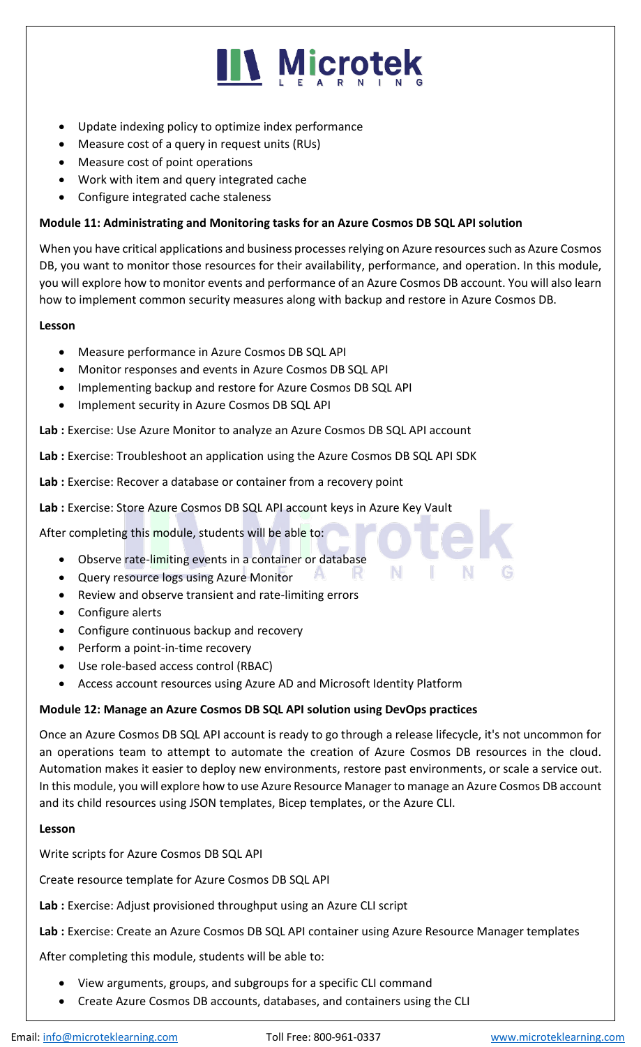- Update indexing policy to optimize index performance
- Measure cost of a query in request units (RUs)
- Measure cost of point operations
- Work with item and query integrated cache
- Configure integrated cache staleness

**Module 11: Administrating and Monitoring tasks for an Azure Cosmos DB SQL API solution**

When you have critical applications and business processes relying on Azure resources such as Azure Cosmos DB, you want to monitor those resources for their availability, performance, and operation. In this module, you will explore how to monitor events and performance of an Azure Cosmos DB account. You will also learn how to implement common security measures along with backup and restore in Azure Cosmos DB.

**Lesson**

- Measure performance in Azure Cosmos DB SQL API
- Monitor responses and events in Azure Cosmos DB SQL API
- Implementing backup and restore for Azure Cosmos DB SQL API
- Implement security in Azure Cosmos DB SQL API

**Lab :** Exercise: Use Azure Monitor to analyze an Azure Cosmos DB SQL API account

**Lab :** Exercise: Troubleshoot an application using the Azure Cosmos DB SQL API SDK

**Lab :** Exercise: Recover a database or container from a recovery point

**Lab :** Exercise: Store Azure Cosmos DB SQL API account keys in Azure Key Vault

After completing this module, students will be able to:

- Observe rate-limiting events in a container or database
- Query resource logs using Azure Monitor
- Review and observe transient and rate-limiting errors
- Configure alerts
- Configure continuous backup and recovery
- Perform a point-in-time recovery
- Use role-based access control (RBAC)
- Access account resources using Azure AD and Microsoft Identity Platform

**Module 12: Manage an Azure Cosmos DB SQL API solution using DevOps practices**

Once an Azure Cosmos DB SQL API account is ready to go through a release lifecycle, it's not uncommon for an operations team to attempt to automate the creation of Azure Cosmos DB resources in the cloud. Automation makes it easier to deploy new environments, restore past environments, or scale a service out. In this module, you will explore how to use Azure Resource Manager to manage an Azure Cosmos DB account and its child resources using JSON templates, Bicep templates, or the Azure CLI.

**Lesson**

Write scripts for Azure Cosmos DB SQL API

Create resource template for Azure Cosmos DB SQL API

**Lab :** Exercise: Adjust provisioned throughput using an Azure CLI script

**Lab :** Exercise: Create an Azure Cosmos DB SQL API container using Azure Resource Manager templates

After completing this module, students will be able to:

- View arguments, groups, and subgroups for a specific CLI command
- Create Azure Cosmos DB accounts, databases, and containers using the CLI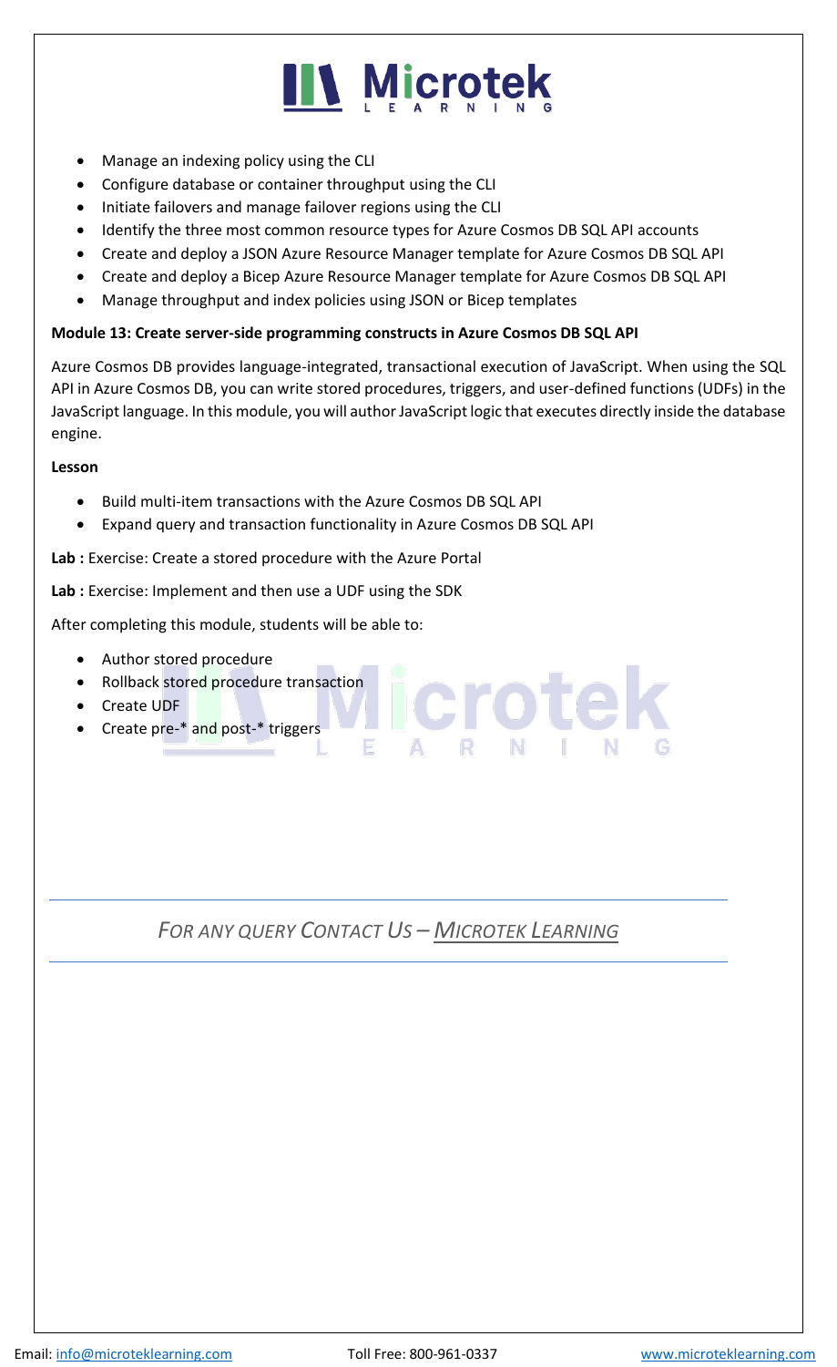- Manage an indexing policy using the CLI
- Configure database or container throughput using the CLI
- Initiate failovers and manage failover regions using the CLI
- Identify the three most common resource types for Azure Cosmos DB SQL API accounts
- Create and deploy a JSON Azure Resource Manager template for Azure Cosmos DB SQL API
- Create and deploy a Bicep Azure Resource Manager template for Azure Cosmos DB SQL API
- Manage throughput and index policies using JSON or Bicep templates

**Module 13: Create server-side programming constructs in Azure Cosmos DB SQL API**

Azure Cosmos DB provides language-integrated, transactional execution of JavaScript. When using the SQL API in Azure Cosmos DB, you can write stored procedures, triggers, and user-defined functions (UDFs) in the JavaScript language. In this module, you will author JavaScript logic that executes directly inside the database engine.

**Lesson**

- Build multi-item transactions with the Azure Cosmos DB SQL API
- Expand query and transaction functionality in Azure Cosmos DB SQL API

**Lab :** Exercise: Create a stored procedure with the Azure Portal

**Lab :** Exercise: Implement and then use a UDF using the SDK

After completing this module, students will be able to:

- Author stored procedure
- Rollback stored procedure transaction
- Create UDF
- Create pre-* and post-* triggers

*FOR ANY QUERY CONTACT US – MICROTEK LEARNING*